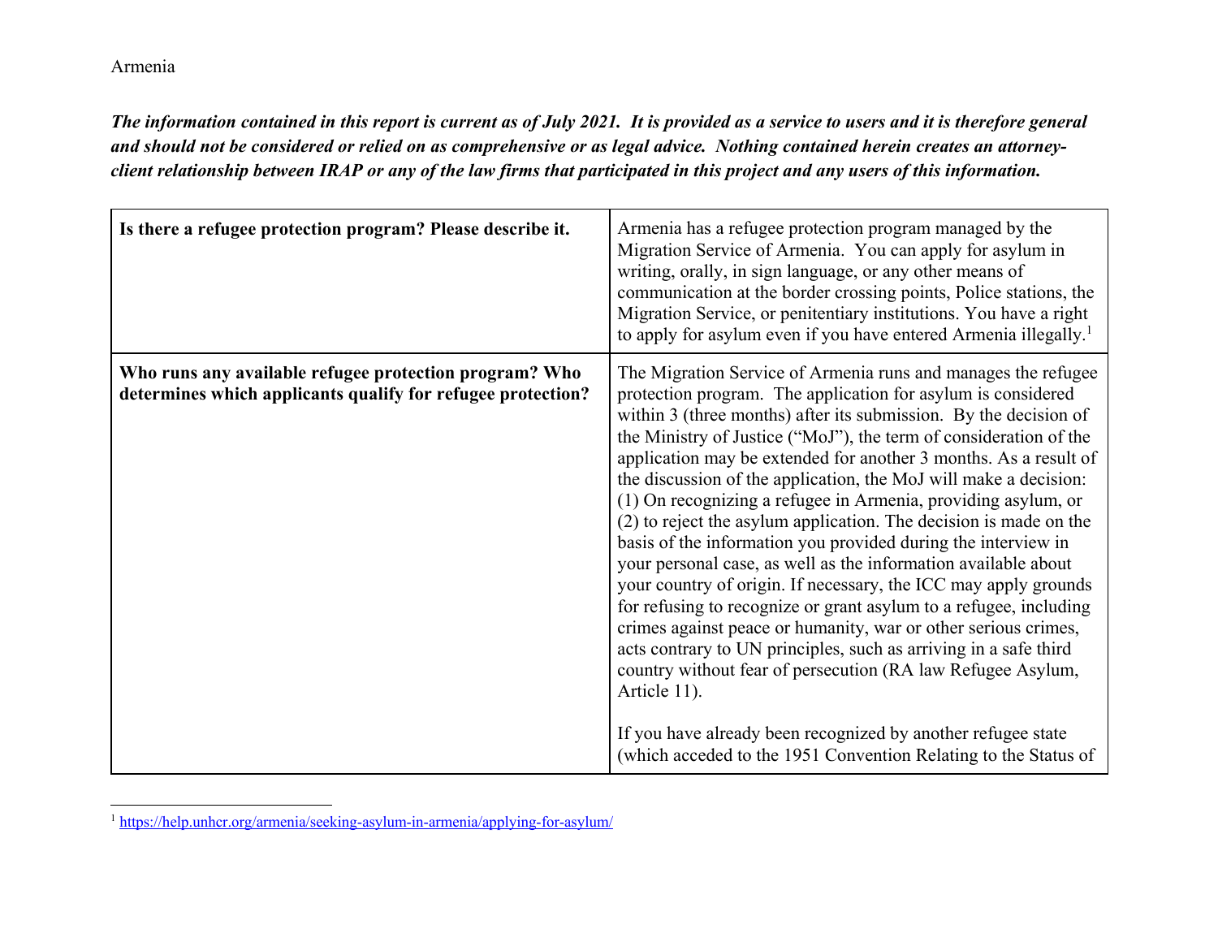Armenia

***The information contained in this report is current as of July 2021. It is provided as a service to users and it is therefore general and should not be considered or relied on as comprehensive or as legal advice. Nothing contained herein creates an attorney-client relationship between IRAP or any of the law firms that participated in this project and any users of this information.***

| **Is there a refugee protection program? Please describe it.** | Armenia has a refugee protection program managed by the Migration Service of Armenia. You can apply for asylum in writing, orally, in sign language, or any other means of communication at the border crossing points, Police stations, the Migration Service, or penitentiary institutions. You have a right to apply for asylum even if you have entered Armenia illegally.[1] |
|---|---|
| **Who runs any available refugee protection program? Who determines which applicants qualify for refugee protection?** | The Migration Service of Armenia runs and manages the refugee protection program. The application for asylum is considered within 3 (three months) after its submission. By the decision of the Ministry of Justice ("MoJ"), the term of consideration of the application may be extended for another 3 months. As a result of the discussion of the application, the MoJ will make a decision: (1) On recognizing a refugee in Armenia, providing asylum, or (2) to reject the asylum application. The decision is made on the basis of the information you provided during the interview in your personal case, as well as the information available about your country of origin. If necessary, the ICC may apply grounds for refusing to recognize or grant asylum to a refugee, including crimes against peace or humanity, war or other serious crimes, acts contrary to UN principles, such as arriving in a safe third country without fear of persecution (RA law Refugee Asylum, Article 11).<br><br>If you have already been recognized by another refugee state (which acceded to the 1951 Convention Relating to the Status of |

[1] https://help.unhcr.org/armenia/seeking-asylum-in-armenia/applying-for-asylum/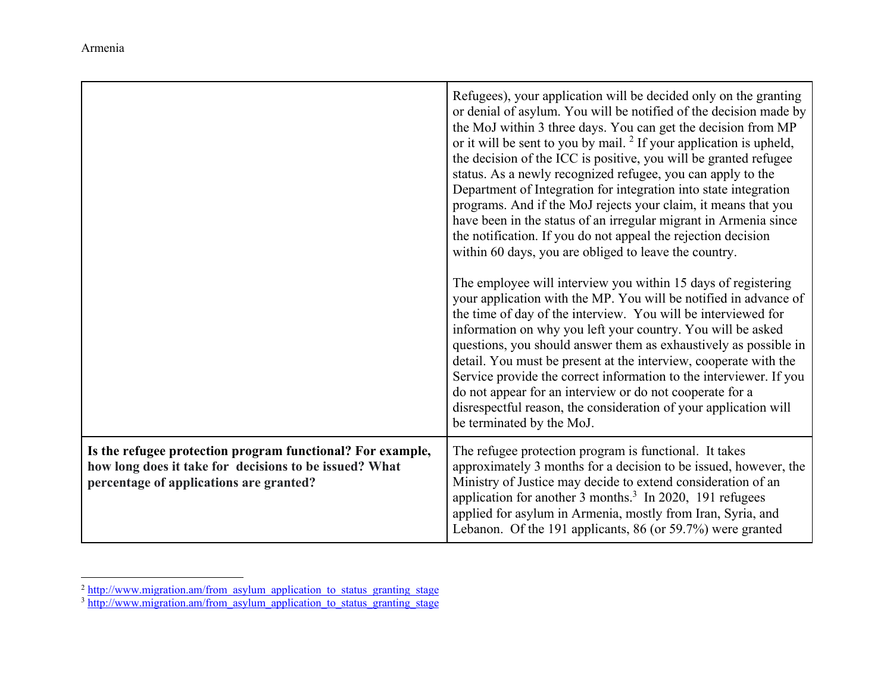| | |
|---|---|
| | Refugees), your application will be decided only on the granting or denial of asylum. You will be notified of the decision made by the MoJ within 3 three days. You can get the decision from MP or it will be sent to you by mail. [2] If your application is upheld, the decision of the ICC is positive, you will be granted refugee status. As a newly recognized refugee, you can apply to the Department of Integration for integration into state integration programs. And if the MoJ rejects your claim, it means that you have been in the status of an irregular migrant in Armenia since the notification. If you do not appeal the rejection decision within 60 days, you are obliged to leave the country.<br><br>The employee will interview you within 15 days of registering your application with the MP. You will be notified in advance of the time of day of the interview. You will be interviewed for information on why you left your country. You will be asked questions, you should answer them as exhaustively as possible in detail. You must be present at the interview, cooperate with the Service provide the correct information to the interviewer. If you do not appear for an interview or do not cooperate for a disrespectful reason, the consideration of your application will be terminated by the MoJ. |
| **Is the refugee protection program functional? For example, how long does it take for decisions to be issued? What percentage of applications are granted?** | The refugee protection program is functional. It takes approximately 3 months for a decision to be issued, however, the Ministry of Justice may decide to extend consideration of an application for another 3 months.[3] In 2020, 191 refugees applied for asylum in Armenia, mostly from Iran, Syria, and Lebanon. Of the 191 applicants, 86 (or 59.7%) were granted |

[2] http://www.migration.am/from_asylum_application_to_status_granting_stage

[3] http://www.migration.am/from_asylum_application_to_status_granting_stage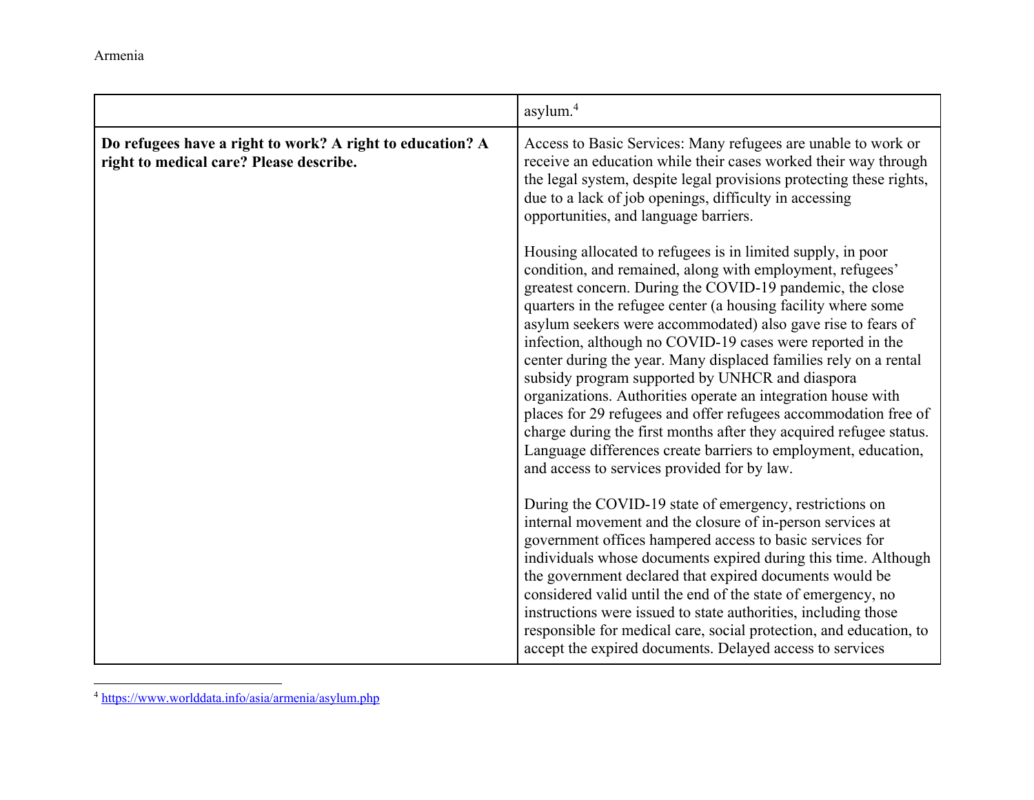| | |
|---|---|
| | asylum.[4] |
| **Do refugees have a right to work? A right to education? A right to medical care? Please describe.** | Access to Basic Services: Many refugees are unable to work or receive an education while their cases worked their way through the legal system, despite legal provisions protecting these rights, due to a lack of job openings, difficulty in accessing opportunities, and language barriers.<br><br>Housing allocated to refugees is in limited supply, in poor condition, and remained, along with employment, refugees' greatest concern. During the COVID-19 pandemic, the close quarters in the refugee center (a housing facility where some asylum seekers were accommodated) also gave rise to fears of infection, although no COVID-19 cases were reported in the center during the year. Many displaced families rely on a rental subsidy program supported by UNHCR and diaspora organizations. Authorities operate an integration house with places for 29 refugees and offer refugees accommodation free of charge during the first months after they acquired refugee status. Language differences create barriers to employment, education, and access to services provided for by law.<br><br>During the COVID-19 state of emergency, restrictions on internal movement and the closure of in-person services at government offices hampered access to basic services for individuals whose documents expired during this time. Although the government declared that expired documents would be considered valid until the end of the state of emergency, no instructions were issued to state authorities, including those responsible for medical care, social protection, and education, to accept the expired documents. Delayed access to services |

[4] https://www.worlddata.info/asia/armenia/asylum.php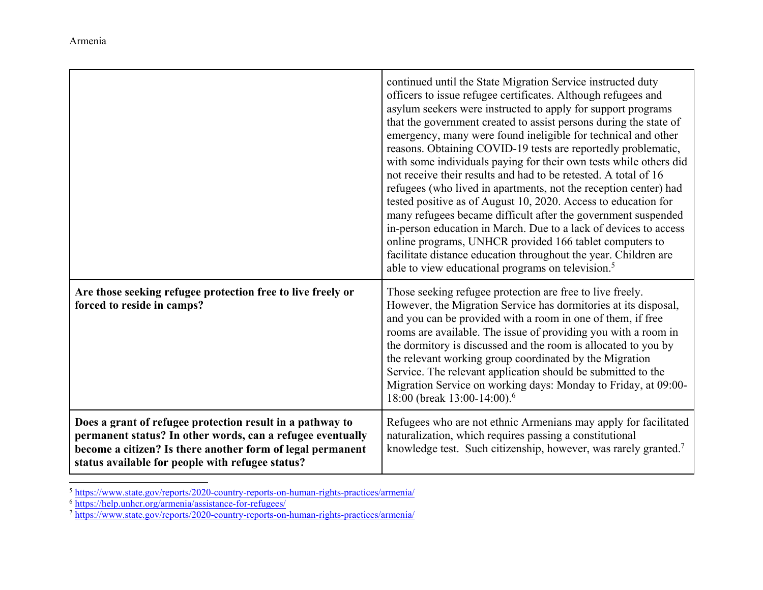| | |
|---|---|
| | continued until the State Migration Service instructed duty officers to issue refugee certificates. Although refugees and asylum seekers were instructed to apply for support programs that the government created to assist persons during the state of emergency, many were found ineligible for technical and other reasons. Obtaining COVID-19 tests are reportedly problematic, with some individuals paying for their own tests while others did not receive their results and had to be retested. A total of 16 refugees (who lived in apartments, not the reception center) had tested positive as of August 10, 2020. Access to education for many refugees became difficult after the government suspended in-person education in March. Due to a lack of devices to access online programs, UNHCR provided 166 tablet computers to facilitate distance education throughout the year. Children are able to view educational programs on television.[5] |
| **Are those seeking refugee protection free to live freely or forced to reside in camps?** | Those seeking refugee protection are free to live freely. However, the Migration Service has dormitories at its disposal, and you can be provided with a room in one of them, if free rooms are available. The issue of providing you with a room in the dormitory is discussed and the room is allocated to you by the relevant working group coordinated by the Migration Service. The relevant application should be submitted to the Migration Service on working days: Monday to Friday, at 09:00-18:00 (break 13:00-14:00).[6] |
| **Does a grant of refugee protection result in a pathway to permanent status? In other words, can a refugee eventually become a citizen? Is there another form of legal permanent status available for people with refugee status?** | Refugees who are not ethnic Armenians may apply for facilitated naturalization, which requires passing a constitutional knowledge test. Such citizenship, however, was rarely granted.[7] |

[5] https://www.state.gov/reports/2020-country-reports-on-human-rights-practices/armenia/

[6] https://help.unhcr.org/armenia/assistance-for-refugees/

[7] https://www.state.gov/reports/2020-country-reports-on-human-rights-practices/armenia/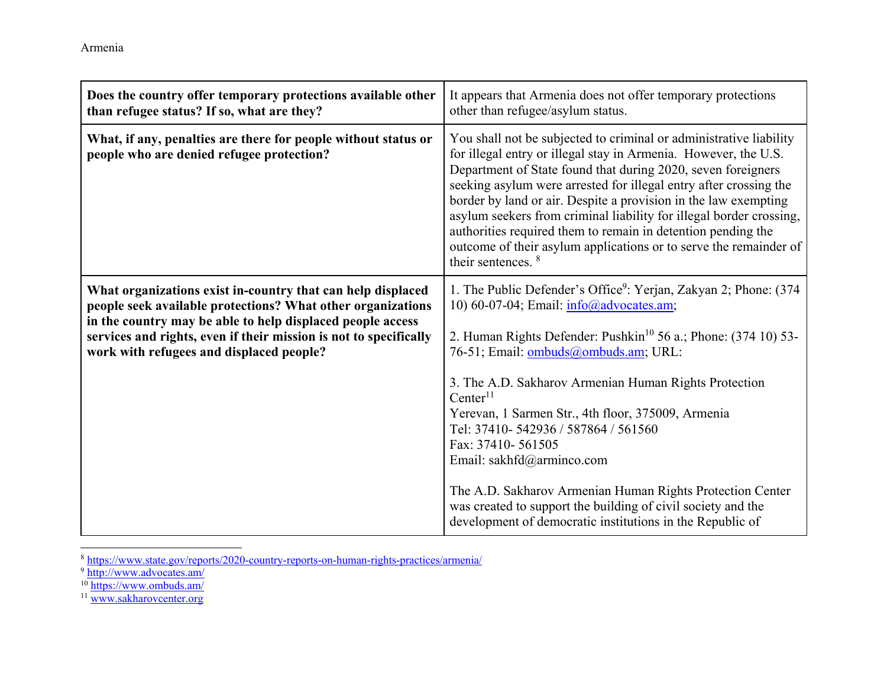| Does the country offer temporary protections available other than refugee status? If so, what are they? | It appears that Armenia does not offer temporary protections other than refugee/asylum status. |
|---|---|
| **What, if any, penalties are there for people without status or people who are denied refugee protection?** | You shall not be subjected to criminal or administrative liability for illegal entry or illegal stay in Armenia. However, the U.S. Department of State found that during 2020, seven foreigners seeking asylum were arrested for illegal entry after crossing the border by land or air. Despite a provision in the law exempting asylum seekers from criminal liability for illegal border crossing, authorities required them to remain in detention pending the outcome of their asylum applications or to serve the remainder of their sentences. [8] |
| **What organizations exist in-country that can help displaced people seek available protections? What other organizations in the country may be able to help displaced people access services and rights, even if their mission is not to specifically work with refugees and displaced people?** | 1. The Public Defender's Office[9]: Yerjan, Zakyan 2; Phone: (374 10) 60-07-04; Email: info@advocates.am;<br><br>2. Human Rights Defender: Pushkin[10] 56 a.; Phone: (374 10) 53-76-51; Email: ombuds@ombuds.am; URL:<br><br>3. The A.D. Sakharov Armenian Human Rights Protection Center[11]<br>Yerevan, 1 Sarmen Str., 4th floor, 375009, Armenia<br>Tel: 37410- 542936 / 587864 / 561560<br>Fax: 37410- 561505<br>Email: sakhfd@arminco.com<br><br>The A.D. Sakharov Armenian Human Rights Protection Center was created to support the building of civil society and the development of democratic institutions in the Republic of |

[8] https://www.state.gov/reports/2020-country-reports-on-human-rights-practices/armenia/
[9] http://www.advocates.am/
[10] https://www.ombuds.am/
[11] www.sakharovcenter.org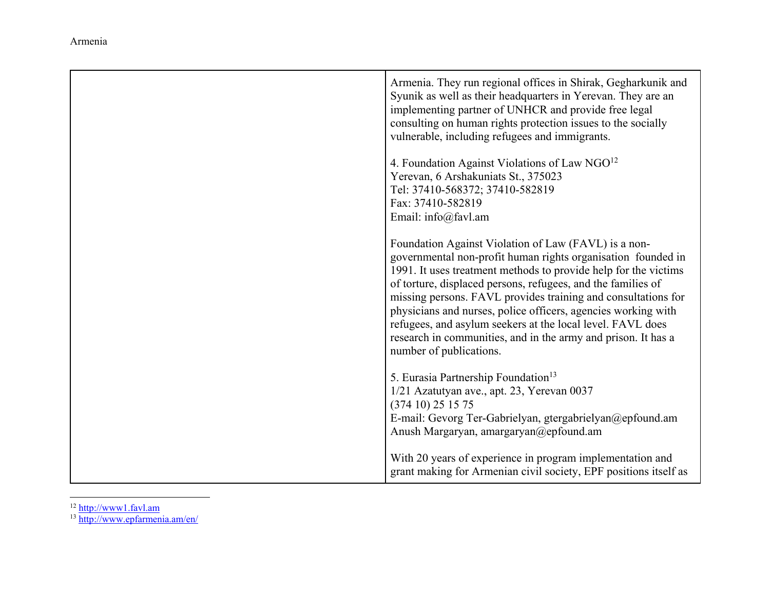| | |
|---|---|
| | Armenia. They run regional offices in Shirak, Gegharkunik and Syunik as well as their headquarters in Yerevan. They are an implementing partner of UNHCR and provide free legal consulting on human rights protection issues to the socially vulnerable, including refugees and immigrants.<br><br>4. Foundation Against Violations of Law NGO[12]<br>Yerevan, 6 Arshakuniats St., 375023<br>Tel: 37410-568372; 37410-582819<br>Fax: 37410-582819<br>Email: info@favl.am<br><br>Foundation Against Violation of Law (FAVL) is a non-governmental non-profit human rights organisation founded in 1991. It uses treatment methods to provide help for the victims of torture, displaced persons, refugees, and the families of missing persons. FAVL provides training and consultations for physicians and nurses, police officers, agencies working with refugees, and asylum seekers at the local level. FAVL does research in communities, and in the army and prison. It has a number of publications.<br><br>5. Eurasia Partnership Foundation[13]<br>1/21 Azatutyan ave., apt. 23, Yerevan 0037<br>(374 10) 25 15 75<br>E-mail: Gevorg Ter-Gabrielyan, gtergabrielyan@epfound.am<br>Anush Margaryan, amargaryan@epfound.am<br><br>With 20 years of experience in program implementation and grant making for Armenian civil society, EPF positions itself as |

[12] http://www1.favl.am

[13] http://www.epfarmenia.am/en/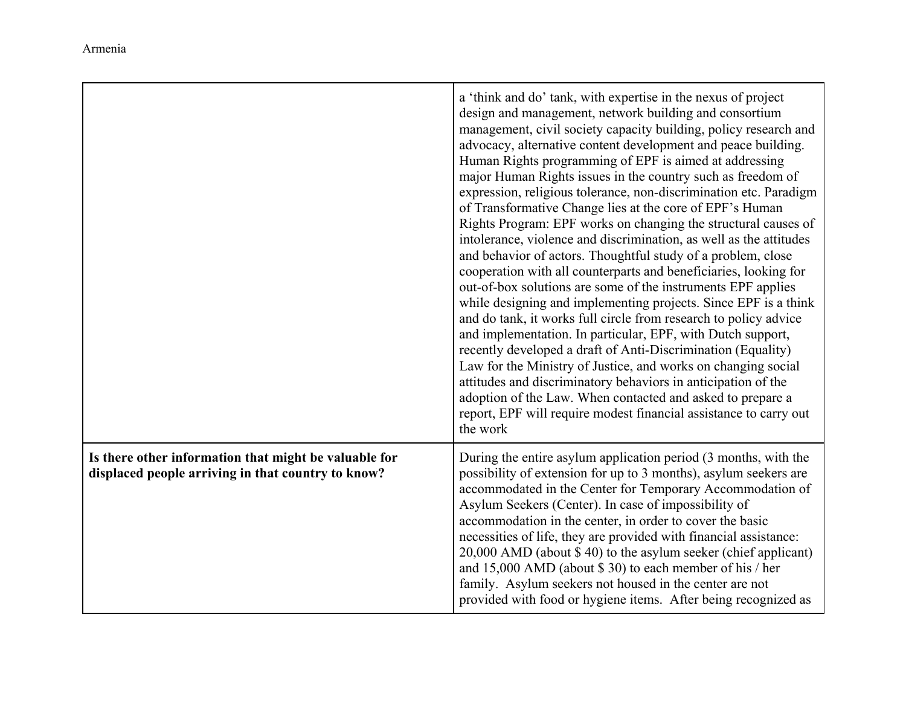| | |
|---|---|
| | a 'think and do' tank, with expertise in the nexus of project design and management, network building and consortium management, civil society capacity building, policy research and advocacy, alternative content development and peace building. Human Rights programming of EPF is aimed at addressing major Human Rights issues in the country such as freedom of expression, religious tolerance, non-discrimination etc. Paradigm of Transformative Change lies at the core of EPF's Human Rights Program: EPF works on changing the structural causes of intolerance, violence and discrimination, as well as the attitudes and behavior of actors. Thoughtful study of a problem, close cooperation with all counterparts and beneficiaries, looking for out-of-box solutions are some of the instruments EPF applies while designing and implementing projects. Since EPF is a think and do tank, it works full circle from research to policy advice and implementation. In particular, EPF, with Dutch support, recently developed a draft of Anti-Discrimination (Equality) Law for the Ministry of Justice, and works on changing social attitudes and discriminatory behaviors in anticipation of the adoption of the Law. When contacted and asked to prepare a report, EPF will require modest financial assistance to carry out the work |
| **Is there other information that might be valuable for displaced people arriving in that country to know?** | During the entire asylum application period (3 months, with the possibility of extension for up to 3 months), asylum seekers are accommodated in the Center for Temporary Accommodation of Asylum Seekers (Center). In case of impossibility of accommodation in the center, in order to cover the basic necessities of life, they are provided with financial assistance: 20,000 AMD (about $ 40) to the asylum seeker (chief applicant) and 15,000 AMD (about $ 30) to each member of his / her family. Asylum seekers not housed in the center are not provided with food or hygiene items. After being recognized as |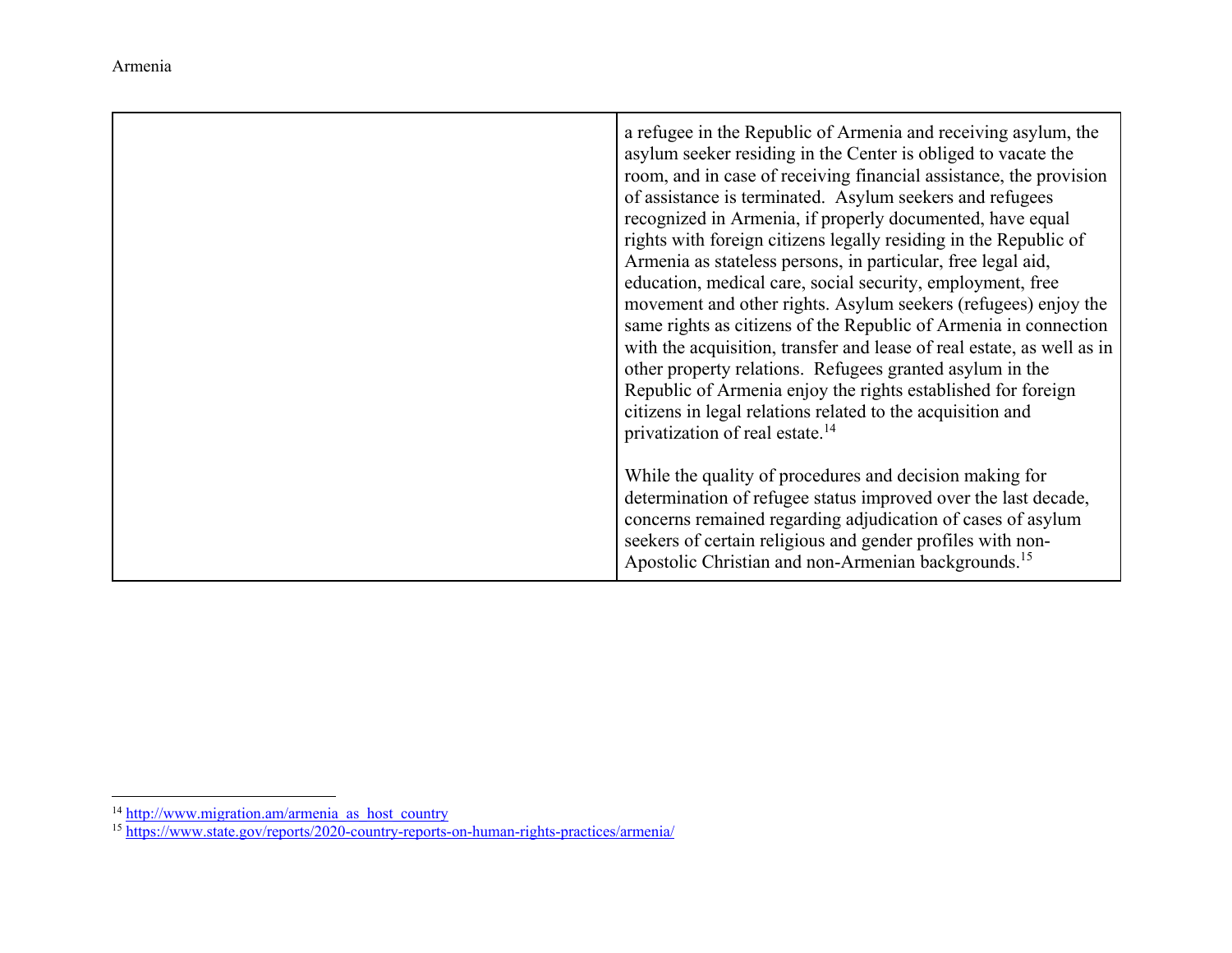|  |  |
|---|---|
|  | a refugee in the Republic of Armenia and receiving asylum, the asylum seeker residing in the Center is obliged to vacate the room, and in case of receiving financial assistance, the provision of assistance is terminated. Asylum seekers and refugees recognized in Armenia, if properly documented, have equal rights with foreign citizens legally residing in the Republic of Armenia as stateless persons, in particular, free legal aid, education, medical care, social security, employment, free movement and other rights. Asylum seekers (refugees) enjoy the same rights as citizens of the Republic of Armenia in connection with the acquisition, transfer and lease of real estate, as well as in other property relations. Refugees granted asylum in the Republic of Armenia enjoy the rights established for foreign citizens in legal relations related to the acquisition and privatization of real estate.[14]<br><br>While the quality of procedures and decision making for determination of refugee status improved over the last decade, concerns remained regarding adjudication of cases of asylum seekers of certain religious and gender profiles with non-Apostolic Christian and non-Armenian backgrounds.[15] |

[14] http://www.migration.am/armenia_as_host_country

[15] https://www.state.gov/reports/2020-country-reports-on-human-rights-practices/armenia/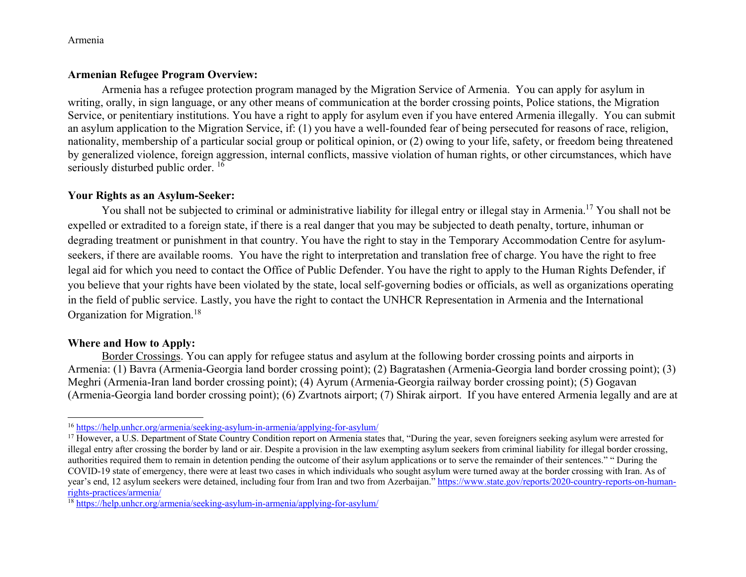**Armenian Refugee Program Overview:**

Armenia has a refugee protection program managed by the Migration Service of Armenia. You can apply for asylum in writing, orally, in sign language, or any other means of communication at the border crossing points, Police stations, the Migration Service, or penitentiary institutions. You have a right to apply for asylum even if you have entered Armenia illegally. You can submit an asylum application to the Migration Service, if: (1) you have a well-founded fear of being persecuted for reasons of race, religion, nationality, membership of a particular social group or political opinion, or (2) owing to your life, safety, or freedom being threatened by generalized violence, foreign aggression, internal conflicts, massive violation of human rights, or other circumstances, which have seriously disturbed public order. [16]

**Your Rights as an Asylum-Seeker:**

You shall not be subjected to criminal or administrative liability for illegal entry or illegal stay in Armenia.[17] You shall not be expelled or extradited to a foreign state, if there is a real danger that you may be subjected to death penalty, torture, inhuman or degrading treatment or punishment in that country. You have the right to stay in the Temporary Accommodation Centre for asylum-seekers, if there are available rooms. You have the right to interpretation and translation free of charge. You have the right to free legal aid for which you need to contact the Office of Public Defender. You have the right to apply to the Human Rights Defender, if you believe that your rights have been violated by the state, local self-governing bodies or officials, as well as organizations operating in the field of public service. Lastly, you have the right to contact the UNHCR Representation in Armenia and the International Organization for Migration.[18]

**Where and How to Apply:**

Border Crossings. You can apply for refugee status and asylum at the following border crossing points and airports in Armenia: (1) Bavra (Armenia-Georgia land border crossing point); (2) Bagratashen (Armenia-Georgia land border crossing point); (3) Meghri (Armenia-Iran land border crossing point); (4) Ayrum (Armenia-Georgia railway border crossing point); (5) Gogavan (Armenia-Georgia land border crossing point); (6) Zvartnots airport; (7) Shirak airport. If you have entered Armenia legally and are at

---

[16] https://help.unhcr.org/armenia/seeking-asylum-in-armenia/applying-for-asylum/

[17] However, a U.S. Department of State Country Condition report on Armenia states that, "During the year, seven foreigners seeking asylum were arrested for illegal entry after crossing the border by land or air. Despite a provision in the law exempting asylum seekers from criminal liability for illegal border crossing, authorities required them to remain in detention pending the outcome of their asylum applications or to serve the remainder of their sentences." " During the COVID-19 state of emergency, there were at least two cases in which individuals who sought asylum were turned away at the border crossing with Iran. As of year's end, 12 asylum seekers were detained, including four from Iran and two from Azerbaijan." https://www.state.gov/reports/2020-country-reports-on-human-rights-practices/armenia/

[18] https://help.unhcr.org/armenia/seeking-asylum-in-armenia/applying-for-asylum/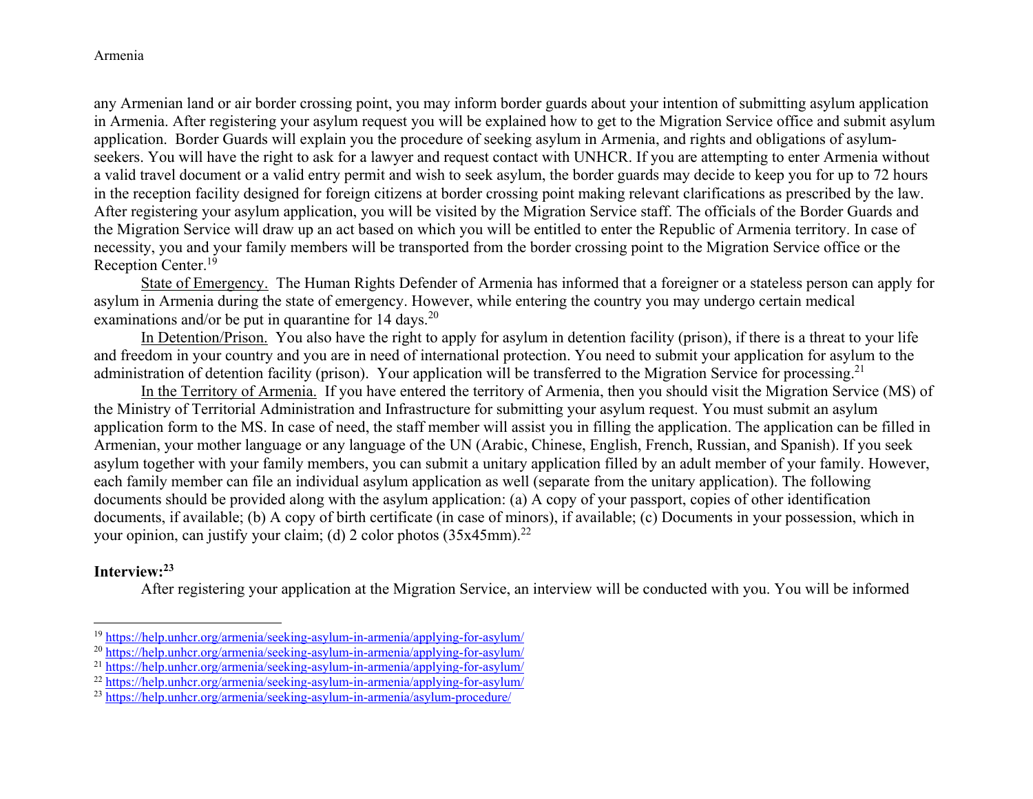any Armenian land or air border crossing point, you may inform border guards about your intention of submitting asylum application in Armenia. After registering your asylum request you will be explained how to get to the Migration Service office and submit asylum application. Border Guards will explain you the procedure of seeking asylum in Armenia, and rights and obligations of asylum-seekers. You will have the right to ask for a lawyer and request contact with UNHCR. If you are attempting to enter Armenia without a valid travel document or a valid entry permit and wish to seek asylum, the border guards may decide to keep you for up to 72 hours in the reception facility designed for foreign citizens at border crossing point making relevant clarifications as prescribed by the law. After registering your asylum application, you will be visited by the Migration Service staff. The officials of the Border Guards and the Migration Service will draw up an act based on which you will be entitled to enter the Republic of Armenia territory. In case of necessity, you and your family members will be transported from the border crossing point to the Migration Service office or the Reception Center.[19]

<u>State of Emergency.</u> The Human Rights Defender of Armenia has informed that a foreigner or a stateless person can apply for asylum in Armenia during the state of emergency. However, while entering the country you may undergo certain medical examinations and/or be put in quarantine for 14 days.[20]

<u>In Detention/Prison.</u> You also have the right to apply for asylum in detention facility (prison), if there is a threat to your life and freedom in your country and you are in need of international protection. You need to submit your application for asylum to the administration of detention facility (prison). Your application will be transferred to the Migration Service for processing.[21]

<u>In the Territory of Armenia.</u> If you have entered the territory of Armenia, then you should visit the Migration Service (MS) of the Ministry of Territorial Administration and Infrastructure for submitting your asylum request. You must submit an asylum application form to the MS. In case of need, the staff member will assist you in filling the application. The application can be filled in Armenian, your mother language or any language of the UN (Arabic, Chinese, English, French, Russian, and Spanish). If you seek asylum together with your family members, you can submit a unitary application filled by an adult member of your family. However, each family member can file an individual asylum application as well (separate from the unitary application). The following documents should be provided along with the asylum application: (a) A copy of your passport, copies of other identification documents, if available; (b) A copy of birth certificate (in case of minors), if available; (c) Documents in your possession, which in your opinion, can justify your claim; (d) 2 color photos (35x45mm).[22]

**Interview:**[23]

After registering your application at the Migration Service, an interview will be conducted with you. You will be informed

---

[19] https://help.unhcr.org/armenia/seeking-asylum-in-armenia/applying-for-asylum/

[20] https://help.unhcr.org/armenia/seeking-asylum-in-armenia/applying-for-asylum/

[21] https://help.unhcr.org/armenia/seeking-asylum-in-armenia/applying-for-asylum/

[22] https://help.unhcr.org/armenia/seeking-asylum-in-armenia/applying-for-asylum/

[23] https://help.unhcr.org/armenia/seeking-asylum-in-armenia/asylum-procedure/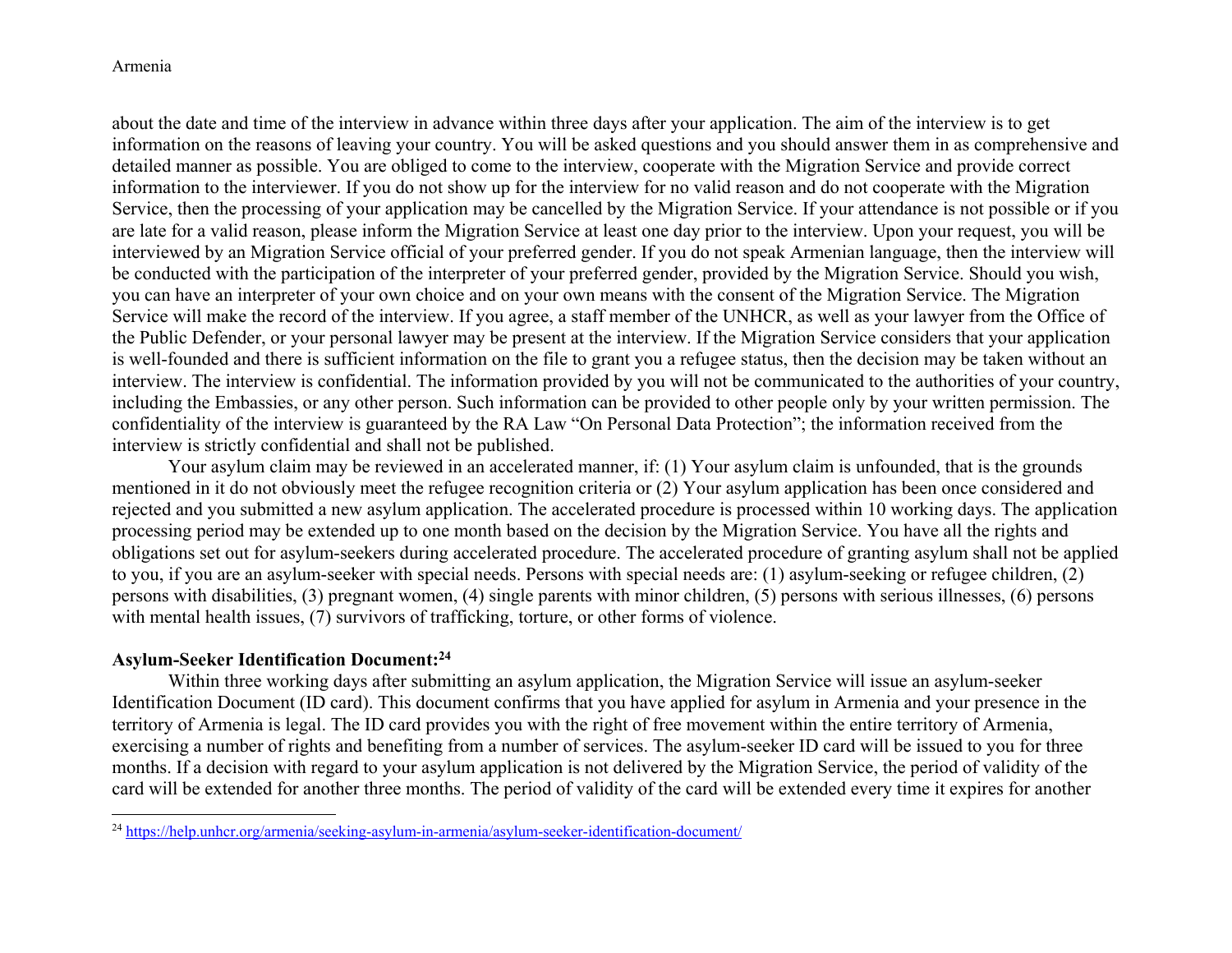about the date and time of the interview in advance within three days after your application. The aim of the interview is to get information on the reasons of leaving your country. You will be asked questions and you should answer them in as comprehensive and detailed manner as possible. You are obliged to come to the interview, cooperate with the Migration Service and provide correct information to the interviewer. If you do not show up for the interview for no valid reason and do not cooperate with the Migration Service, then the processing of your application may be cancelled by the Migration Service. If your attendance is not possible or if you are late for a valid reason, please inform the Migration Service at least one day prior to the interview. Upon your request, you will be interviewed by an Migration Service official of your preferred gender. If you do not speak Armenian language, then the interview will be conducted with the participation of the interpreter of your preferred gender, provided by the Migration Service. Should you wish, you can have an interpreter of your own choice and on your own means with the consent of the Migration Service. The Migration Service will make the record of the interview. If you agree, a staff member of the UNHCR, as well as your lawyer from the Office of the Public Defender, or your personal lawyer may be present at the interview. If the Migration Service considers that your application is well-founded and there is sufficient information on the file to grant you a refugee status, then the decision may be taken without an interview. The interview is confidential. The information provided by you will not be communicated to the authorities of your country, including the Embassies, or any other person. Such information can be provided to other people only by your written permission. The confidentiality of the interview is guaranteed by the RA Law "On Personal Data Protection"; the information received from the interview is strictly confidential and shall not be published.

Your asylum claim may be reviewed in an accelerated manner, if: (1) Your asylum claim is unfounded, that is the grounds mentioned in it do not obviously meet the refugee recognition criteria or (2) Your asylum application has been once considered and rejected and you submitted a new asylum application. The accelerated procedure is processed within 10 working days. The application processing period may be extended up to one month based on the decision by the Migration Service. You have all the rights and obligations set out for asylum-seekers during accelerated procedure. The accelerated procedure of granting asylum shall not be applied to you, if you are an asylum-seeker with special needs. Persons with special needs are: (1) asylum-seeking or refugee children, (2) persons with disabilities, (3) pregnant women, (4) single parents with minor children, (5) persons with serious illnesses, (6) persons with mental health issues, (7) survivors of trafficking, torture, or other forms of violence.

**Asylum-Seeker Identification Document:**[24]

Within three working days after submitting an asylum application, the Migration Service will issue an asylum-seeker Identification Document (ID card). This document confirms that you have applied for asylum in Armenia and your presence in the territory of Armenia is legal. The ID card provides you with the right of free movement within the entire territory of Armenia, exercising a number of rights and benefiting from a number of services. The asylum-seeker ID card will be issued to you for three months. If a decision with regard to your asylum application is not delivered by the Migration Service, the period of validity of the card will be extended for another three months. The period of validity of the card will be extended every time it expires for another

[24] https://help.unhcr.org/armenia/seeking-asylum-in-armenia/asylum-seeker-identification-document/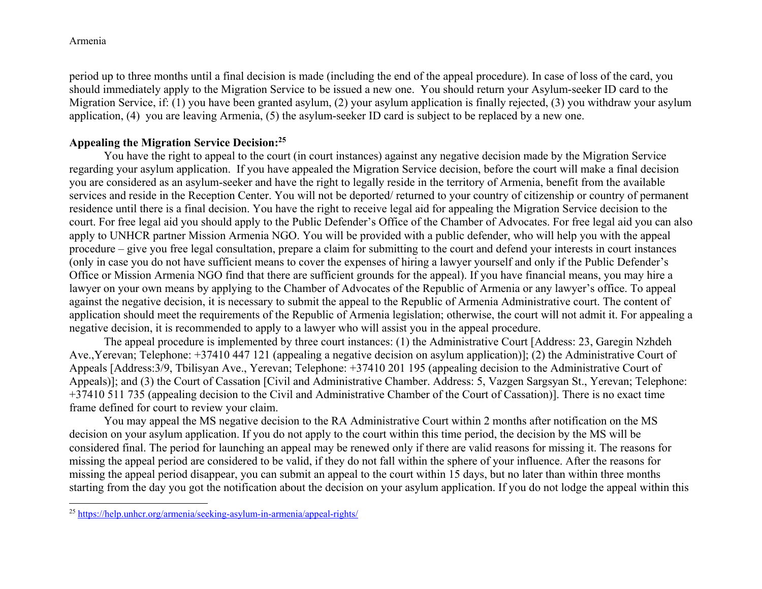period up to three months until a final decision is made (including the end of the appeal procedure). In case of loss of the card, you should immediately apply to the Migration Service to be issued a new one. You should return your Asylum-seeker ID card to the Migration Service, if: (1) you have been granted asylum, (2) your asylum application is finally rejected, (3) you withdraw your asylum application, (4) you are leaving Armenia, (5) the asylum-seeker ID card is subject to be replaced by a new one.

**Appealing the Migration Service Decision:**[25]

You have the right to appeal to the court (in court instances) against any negative decision made by the Migration Service regarding your asylum application. If you have appealed the Migration Service decision, before the court will make a final decision you are considered as an asylum-seeker and have the right to legally reside in the territory of Armenia, benefit from the available services and reside in the Reception Center. You will not be deported/ returned to your country of citizenship or country of permanent residence until there is a final decision. You have the right to receive legal aid for appealing the Migration Service decision to the court. For free legal aid you should apply to the Public Defender's Office of the Chamber of Advocates. For free legal aid you can also apply to UNHCR partner Mission Armenia NGO. You will be provided with a public defender, who will help you with the appeal procedure – give you free legal consultation, prepare a claim for submitting to the court and defend your interests in court instances (only in case you do not have sufficient means to cover the expenses of hiring a lawyer yourself and only if the Public Defender's Office or Mission Armenia NGO find that there are sufficient grounds for the appeal). If you have financial means, you may hire a lawyer on your own means by applying to the Chamber of Advocates of the Republic of Armenia or any lawyer's office. To appeal against the negative decision, it is necessary to submit the appeal to the Republic of Armenia Administrative court. The content of application should meet the requirements of the Republic of Armenia legislation; otherwise, the court will not admit it. For appealing a negative decision, it is recommended to apply to a lawyer who will assist you in the appeal procedure.

The appeal procedure is implemented by three court instances: (1) the Administrative Court [Address: 23, Garegin Nzhdeh Ave.,Yerevan; Telephone: +37410 447 121 (appealing a negative decision on asylum application)]; (2) the Administrative Court of Appeals [Address:3/9, Tbilisyan Ave., Yerevan; Telephone: +37410 201 195 (appealing decision to the Administrative Court of Appeals)]; and (3) the Court of Cassation [Civil and Administrative Chamber. Address: 5, Vazgen Sargsyan St., Yerevan; Telephone: +37410 511 735 (appealing decision to the Civil and Administrative Chamber of the Court of Cassation)]. There is no exact time frame defined for court to review your claim.

You may appeal the MS negative decision to the RA Administrative Court within 2 months after notification on the MS decision on your asylum application. If you do not apply to the court within this time period, the decision by the MS will be considered final. The period for launching an appeal may be renewed only if there are valid reasons for missing it. The reasons for missing the appeal period are considered to be valid, if they do not fall within the sphere of your influence. After the reasons for missing the appeal period disappear, you can submit an appeal to the court within 15 days, but no later than within three months starting from the day you got the notification about the decision on your asylum application. If you do not lodge the appeal within this

[25] https://help.unhcr.org/armenia/seeking-asylum-in-armenia/appeal-rights/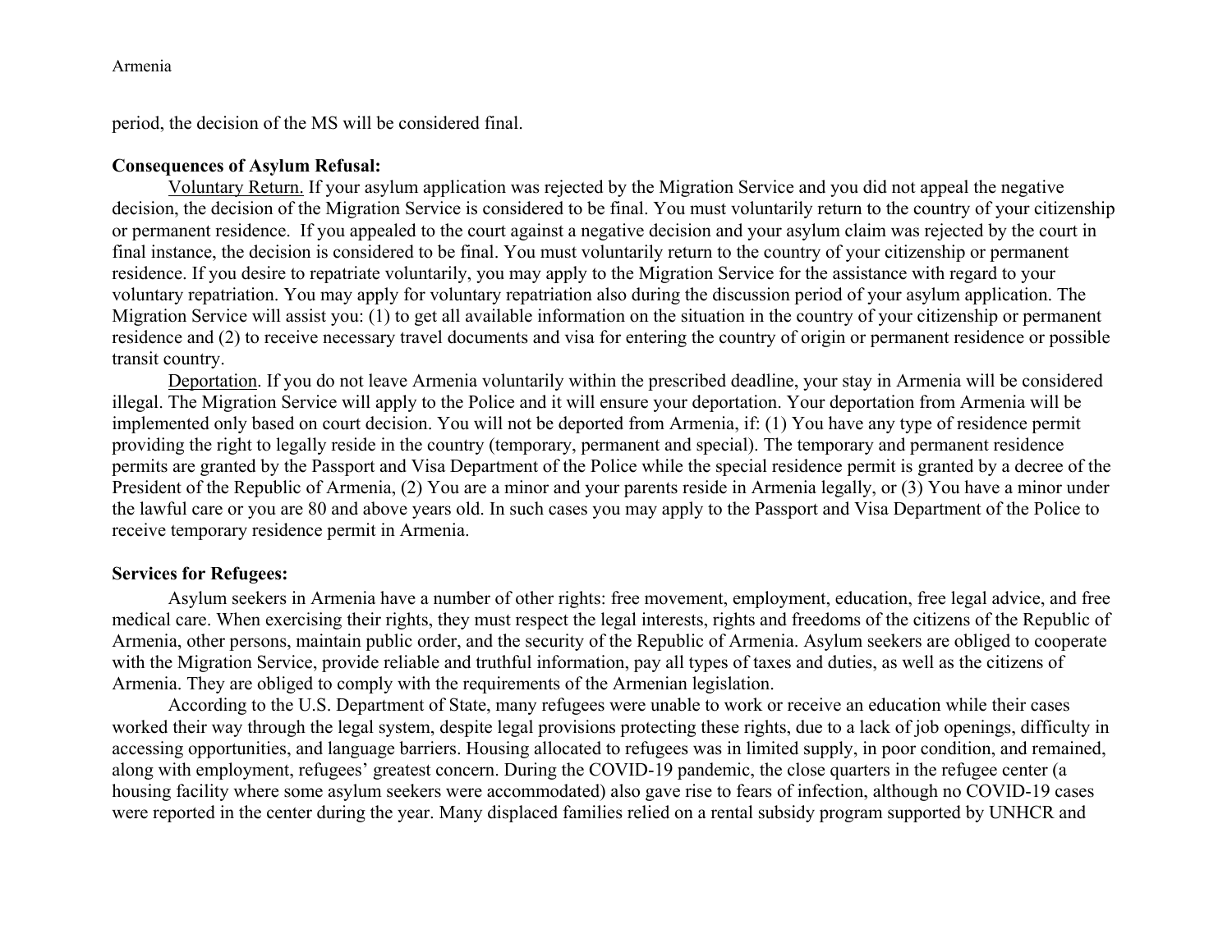period, the decision of the MS will be considered final.

**Consequences of Asylum Refusal:**

Voluntary Return. If your asylum application was rejected by the Migration Service and you did not appeal the negative decision, the decision of the Migration Service is considered to be final. You must voluntarily return to the country of your citizenship or permanent residence. If you appealed to the court against a negative decision and your asylum claim was rejected by the court in final instance, the decision is considered to be final. You must voluntarily return to the country of your citizenship or permanent residence. If you desire to repatriate voluntarily, you may apply to the Migration Service for the assistance with regard to your voluntary repatriation. You may apply for voluntary repatriation also during the discussion period of your asylum application. The Migration Service will assist you: (1) to get all available information on the situation in the country of your citizenship or permanent residence and (2) to receive necessary travel documents and visa for entering the country of origin or permanent residence or possible transit country.

Deportation. If you do not leave Armenia voluntarily within the prescribed deadline, your stay in Armenia will be considered illegal. The Migration Service will apply to the Police and it will ensure your deportation. Your deportation from Armenia will be implemented only based on court decision. You will not be deported from Armenia, if: (1) You have any type of residence permit providing the right to legally reside in the country (temporary, permanent and special). The temporary and permanent residence permits are granted by the Passport and Visa Department of the Police while the special residence permit is granted by a decree of the President of the Republic of Armenia, (2) You are a minor and your parents reside in Armenia legally, or (3) You have a minor under the lawful care or you are 80 and above years old. In such cases you may apply to the Passport and Visa Department of the Police to receive temporary residence permit in Armenia.

**Services for Refugees:**

Asylum seekers in Armenia have a number of other rights: free movement, employment, education, free legal advice, and free medical care. When exercising their rights, they must respect the legal interests, rights and freedoms of the citizens of the Republic of Armenia, other persons, maintain public order, and the security of the Republic of Armenia. Asylum seekers are obliged to cooperate with the Migration Service, provide reliable and truthful information, pay all types of taxes and duties, as well as the citizens of Armenia. They are obliged to comply with the requirements of the Armenian legislation.

According to the U.S. Department of State, many refugees were unable to work or receive an education while their cases worked their way through the legal system, despite legal provisions protecting these rights, due to a lack of job openings, difficulty in accessing opportunities, and language barriers. Housing allocated to refugees was in limited supply, in poor condition, and remained, along with employment, refugees' greatest concern. During the COVID-19 pandemic, the close quarters in the refugee center (a housing facility where some asylum seekers were accommodated) also gave rise to fears of infection, although no COVID-19 cases were reported in the center during the year. Many displaced families relied on a rental subsidy program supported by UNHCR and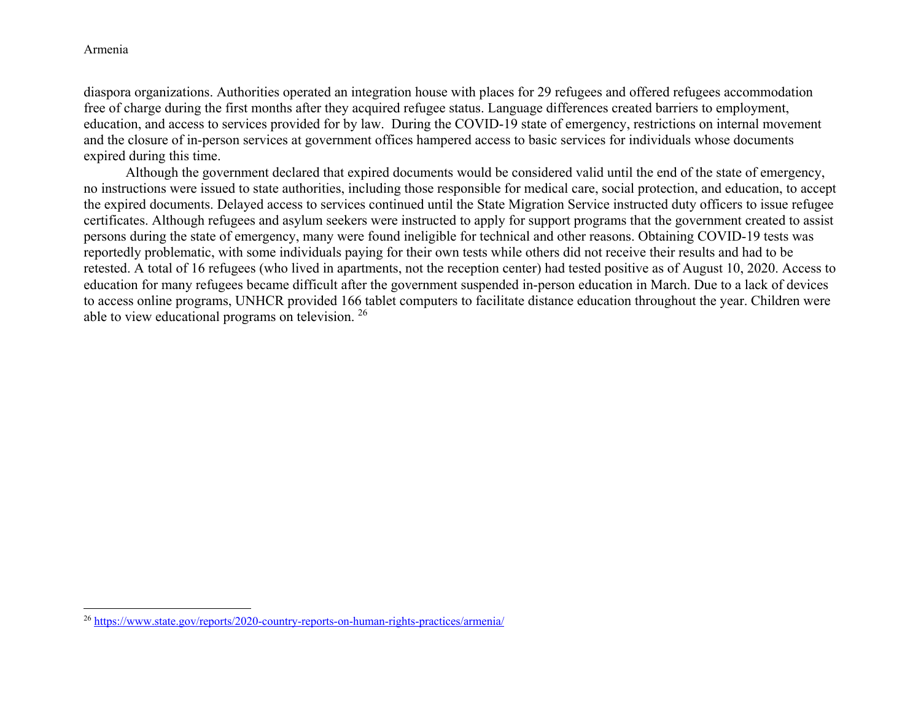diaspora organizations. Authorities operated an integration house with places for 29 refugees and offered refugees accommodation free of charge during the first months after they acquired refugee status. Language differences created barriers to employment, education, and access to services provided for by law. During the COVID-19 state of emergency, restrictions on internal movement and the closure of in-person services at government offices hampered access to basic services for individuals whose documents expired during this time.

Although the government declared that expired documents would be considered valid until the end of the state of emergency, no instructions were issued to state authorities, including those responsible for medical care, social protection, and education, to accept the expired documents. Delayed access to services continued until the State Migration Service instructed duty officers to issue refugee certificates. Although refugees and asylum seekers were instructed to apply for support programs that the government created to assist persons during the state of emergency, many were found ineligible for technical and other reasons. Obtaining COVID-19 tests was reportedly problematic, with some individuals paying for their own tests while others did not receive their results and had to be retested. A total of 16 refugees (who lived in apartments, not the reception center) had tested positive as of August 10, 2020. Access to education for many refugees became difficult after the government suspended in-person education in March. Due to a lack of devices to access online programs, UNHCR provided 166 tablet computers to facilitate distance education throughout the year. Children were able to view educational programs on television. [26]

---

[26] https://www.state.gov/reports/2020-country-reports-on-human-rights-practices/armenia/